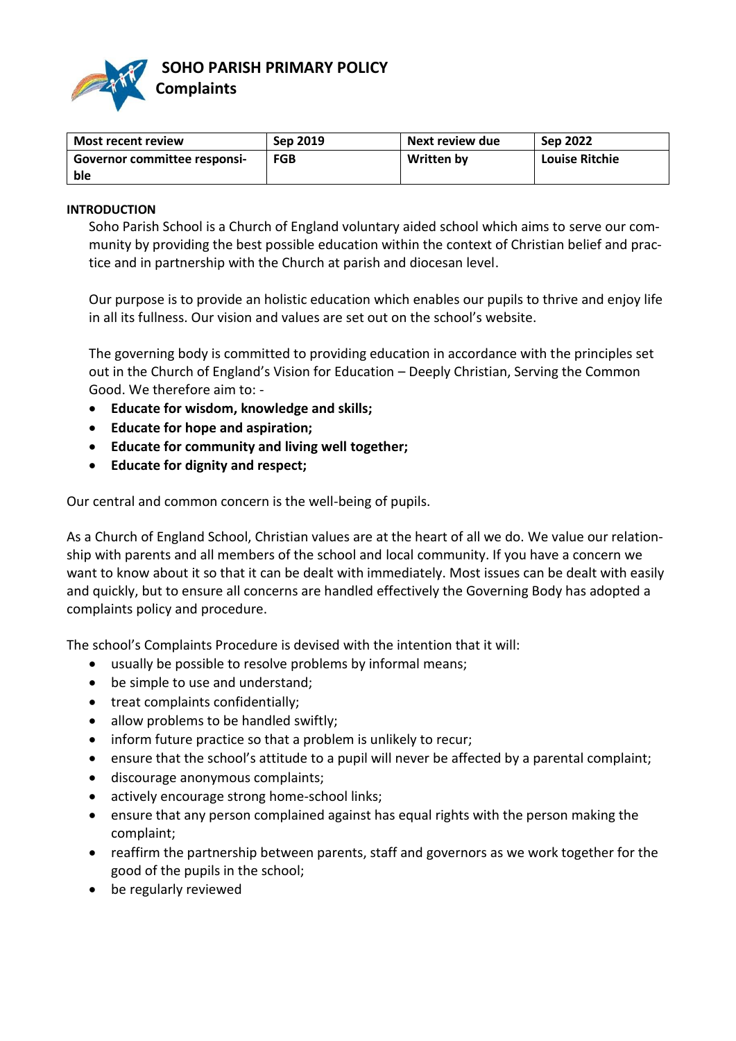# SOHO PARISH PRIMARY POLICY
## Complaints

| Most recent review | Sep 2019 | Next review due | Sep 2022 |
|---|---|---|---|
| Governor committee responsible | FGB | Written by | Louise Ritchie |

**INTRODUCTION**

Soho Parish School is a Church of England voluntary aided school which aims to serve our community by providing the best possible education within the context of Christian belief and practice and in partnership with the Church at parish and diocesan level.

Our purpose is to provide an holistic education which enables our pupils to thrive and enjoy life in all its fullness. Our vision and values are set out on the school's website.

The governing body is committed to providing education in accordance with the principles set out in the Church of England's Vision for Education – Deeply Christian, Serving the Common Good. We therefore aim to: -

- **Educate for wisdom, knowledge and skills;**
- **Educate for hope and aspiration;**
- **Educate for community and living well together;**
- **Educate for dignity and respect;**

Our central and common concern is the well-being of pupils.

As a Church of England School, Christian values are at the heart of all we do. We value our relationship with parents and all members of the school and local community. If you have a concern we want to know about it so that it can be dealt with immediately. Most issues can be dealt with easily and quickly, but to ensure all concerns are handled effectively the Governing Body has adopted a complaints policy and procedure.

The school's Complaints Procedure is devised with the intention that it will:

- usually be possible to resolve problems by informal means;
- be simple to use and understand;
- treat complaints confidentially;
- allow problems to be handled swiftly;
- inform future practice so that a problem is unlikely to recur;
- ensure that the school's attitude to a pupil will never be affected by a parental complaint;
- discourage anonymous complaints;
- actively encourage strong home-school links;
- ensure that any person complained against has equal rights with the person making the complaint;
- reaffirm the partnership between parents, staff and governors as we work together for the good of the pupils in the school;
- be regularly reviewed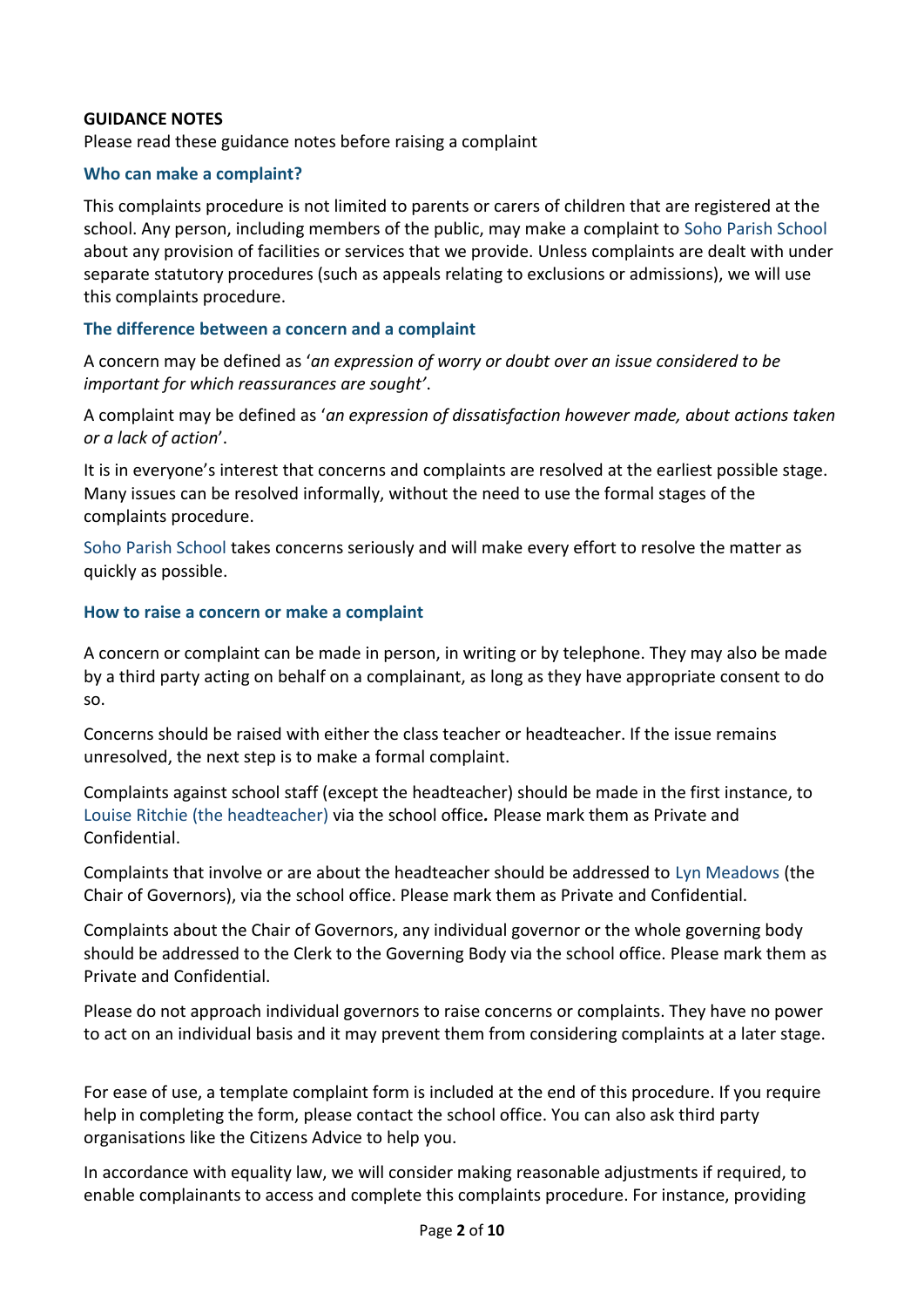**GUIDANCE NOTES**

Please read these guidance notes before raising a complaint

### Who can make a complaint?

This complaints procedure is not limited to parents or carers of children that are registered at the school. Any person, including members of the public, may make a complaint to Soho Parish School about any provision of facilities or services that we provide. Unless complaints are dealt with under separate statutory procedures (such as appeals relating to exclusions or admissions), we will use this complaints procedure.

### The difference between a concern and a complaint

A concern may be defined as '*an expression of worry or doubt over an issue considered to be important for which reassurances are sought'*.

A complaint may be defined as '*an expression of dissatisfaction however made, about actions taken or a lack of action*'.

It is in everyone's interest that concerns and complaints are resolved at the earliest possible stage. Many issues can be resolved informally, without the need to use the formal stages of the complaints procedure.

Soho Parish School takes concerns seriously and will make every effort to resolve the matter as quickly as possible.

### How to raise a concern or make a complaint

A concern or complaint can be made in person, in writing or by telephone. They may also be made by a third party acting on behalf on a complainant, as long as they have appropriate consent to do so.

Concerns should be raised with either the class teacher or headteacher. If the issue remains unresolved, the next step is to make a formal complaint.

Complaints against school staff (except the headteacher) should be made in the first instance, to Louise Ritchie (the headteacher) via the school office**.** Please mark them as Private and Confidential.

Complaints that involve or are about the headteacher should be addressed to Lyn Meadows (the Chair of Governors), via the school office. Please mark them as Private and Confidential.

Complaints about the Chair of Governors, any individual governor or the whole governing body should be addressed to the Clerk to the Governing Body via the school office. Please mark them as Private and Confidential.

Please do not approach individual governors to raise concerns or complaints. They have no power to act on an individual basis and it may prevent them from considering complaints at a later stage.

For ease of use, a template complaint form is included at the end of this procedure. If you require help in completing the form, please contact the school office. You can also ask third party organisations like the Citizens Advice to help you.

In accordance with equality law, we will consider making reasonable adjustments if required, to enable complainants to access and complete this complaints procedure. For instance, providing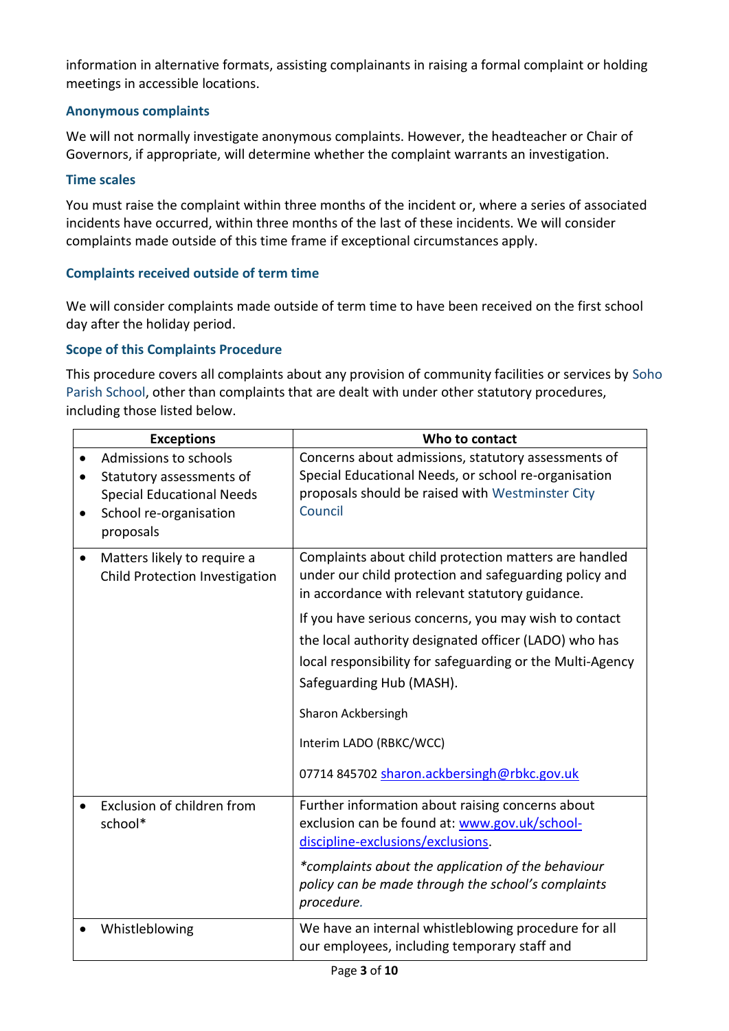information in alternative formats, assisting complainants in raising a formal complaint or holding meetings in accessible locations.

### Anonymous complaints

We will not normally investigate anonymous complaints. However, the headteacher or Chair of Governors, if appropriate, will determine whether the complaint warrants an investigation.

### Time scales

You must raise the complaint within three months of the incident or, where a series of associated incidents have occurred, within three months of the last of these incidents. We will consider complaints made outside of this time frame if exceptional circumstances apply.

### Complaints received outside of term time

We will consider complaints made outside of term time to have been received on the first school day after the holiday period.

### Scope of this Complaints Procedure

This procedure covers all complaints about any provision of community facilities or services by Soho Parish School, other than complaints that are dealt with under other statutory procedures, including those listed below.

| Exceptions | Who to contact |
|---|---|
| • Admissions to schools<br>• Statutory assessments of Special Educational Needs<br>• School re-organisation proposals | Concerns about admissions, statutory assessments of Special Educational Needs, or school re-organisation proposals should be raised with Westminster City Council |
| • Matters likely to require a Child Protection Investigation | Complaints about child protection matters are handled under our child protection and safeguarding policy and in accordance with relevant statutory guidance.<br><br>If you have serious concerns, you may wish to contact the local authority designated officer (LADO) who has local responsibility for safeguarding or the Multi-Agency Safeguarding Hub (MASH).<br><br>Sharon Ackbersingh<br><br>Interim LADO (RBKC/WCC)<br><br>07714 845702 sharon.ackbersingh@rbkc.gov.uk |
| • Exclusion of children from school* | Further information about raising concerns about exclusion can be found at: www.gov.uk/school-discipline-exclusions/exclusions.<br><br>*\*complaints about the application of the behaviour policy can be made through the school's complaints procedure.* |
| • Whistleblowing | We have an internal whistleblowing procedure for all our employees, including temporary staff and |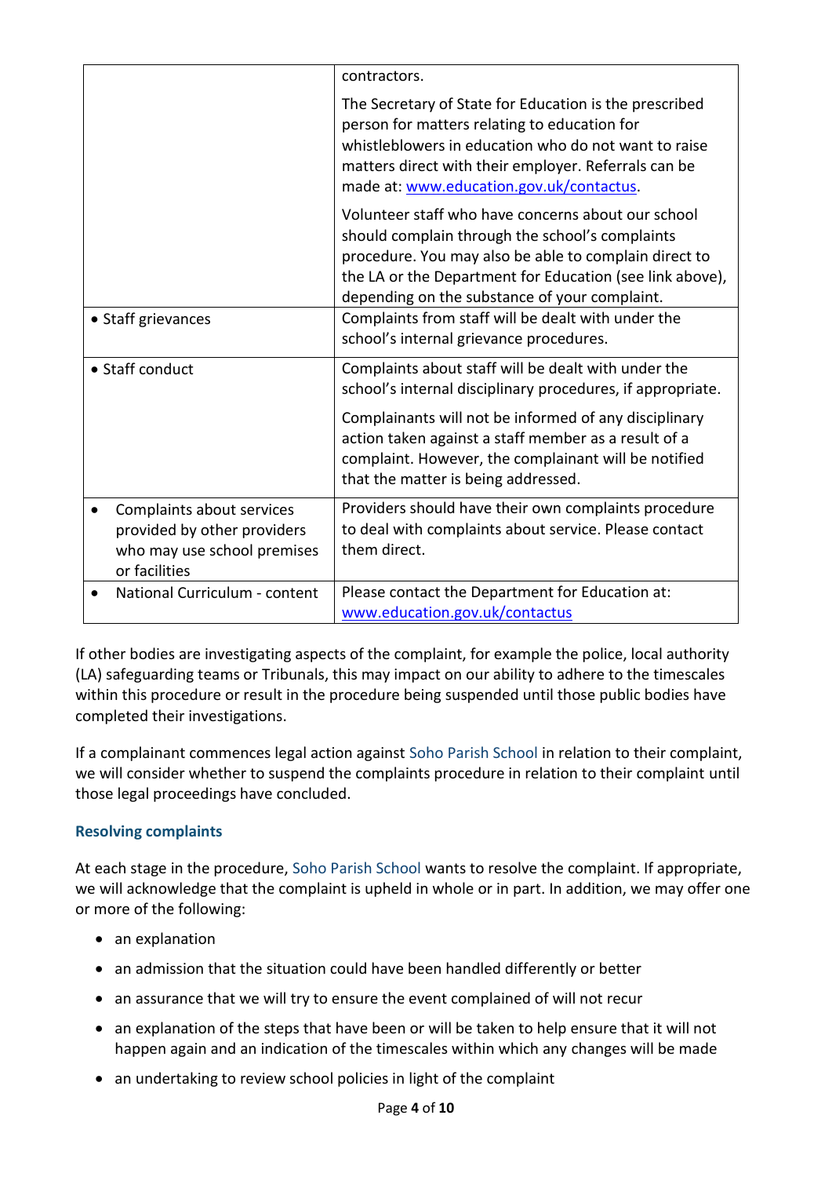| | |
|---|---|
| | contractors.<br><br>The Secretary of State for Education is the prescribed person for matters relating to education for whistleblowers in education who do not want to raise matters direct with their employer. Referrals can be made at: www.education.gov.uk/contactus.<br><br>Volunteer staff who have concerns about our school should complain through the school's complaints procedure. You may also be able to complain direct to the LA or the Department for Education (see link above), depending on the substance of your complaint. |
| • Staff grievances | Complaints from staff will be dealt with under the school's internal grievance procedures. |
| • Staff conduct | Complaints about staff will be dealt with under the school's internal disciplinary procedures, if appropriate.<br><br>Complainants will not be informed of any disciplinary action taken against a staff member as a result of a complaint. However, the complainant will be notified that the matter is being addressed. |
| • Complaints about services provided by other providers who may use school premises or facilities | Providers should have their own complaints procedure to deal with complaints about service. Please contact them direct. |
| • National Curriculum - content | Please contact the Department for Education at: www.education.gov.uk/contactus |

If other bodies are investigating aspects of the complaint, for example the police, local authority (LA) safeguarding teams or Tribunals, this may impact on our ability to adhere to the timescales within this procedure or result in the procedure being suspended until those public bodies have completed their investigations.

If a complainant commences legal action against Soho Parish School in relation to their complaint, we will consider whether to suspend the complaints procedure in relation to their complaint until those legal proceedings have concluded.

### Resolving complaints

At each stage in the procedure, Soho Parish School wants to resolve the complaint. If appropriate, we will acknowledge that the complaint is upheld in whole or in part. In addition, we may offer one or more of the following:

- an explanation
- an admission that the situation could have been handled differently or better
- an assurance that we will try to ensure the event complained of will not recur
- an explanation of the steps that have been or will be taken to help ensure that it will not happen again and an indication of the timescales within which any changes will be made
- an undertaking to review school policies in light of the complaint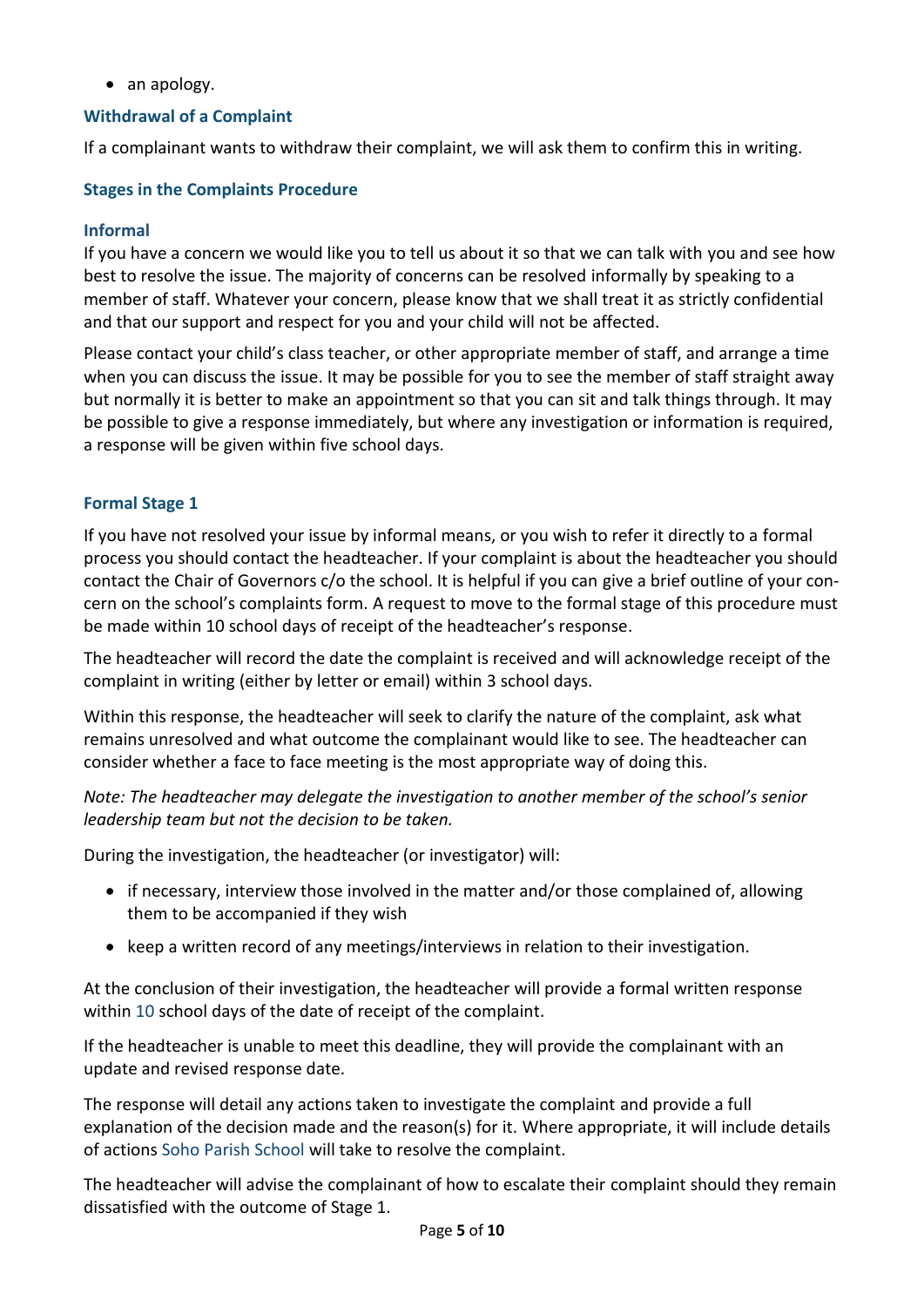- an apology.

### Withdrawal of a Complaint

If a complainant wants to withdraw their complaint, we will ask them to confirm this in writing.

### Stages in the Complaints Procedure

### Informal

If you have a concern we would like you to tell us about it so that we can talk with you and see how best to resolve the issue. The majority of concerns can be resolved informally by speaking to a member of staff. Whatever your concern, please know that we shall treat it as strictly confidential and that our support and respect for you and your child will not be affected.

Please contact your child's class teacher, or other appropriate member of staff, and arrange a time when you can discuss the issue. It may be possible for you to see the member of staff straight away but normally it is better to make an appointment so that you can sit and talk things through. It may be possible to give a response immediately, but where any investigation or information is required, a response will be given within five school days.

### Formal Stage 1

If you have not resolved your issue by informal means, or you wish to refer it directly to a formal process you should contact the headteacher. If your complaint is about the headteacher you should contact the Chair of Governors c/o the school. It is helpful if you can give a brief outline of your concern on the school's complaints form. A request to move to the formal stage of this procedure must be made within 10 school days of receipt of the headteacher's response.

The headteacher will record the date the complaint is received and will acknowledge receipt of the complaint in writing (either by letter or email) within 3 school days.

Within this response, the headteacher will seek to clarify the nature of the complaint, ask what remains unresolved and what outcome the complainant would like to see. The headteacher can consider whether a face to face meeting is the most appropriate way of doing this.

*Note: The headteacher may delegate the investigation to another member of the school's senior leadership team but not the decision to be taken.*

During the investigation, the headteacher (or investigator) will:

- if necessary, interview those involved in the matter and/or those complained of, allowing them to be accompanied if they wish
- keep a written record of any meetings/interviews in relation to their investigation.

At the conclusion of their investigation, the headteacher will provide a formal written response within 10 school days of the date of receipt of the complaint.

If the headteacher is unable to meet this deadline, they will provide the complainant with an update and revised response date.

The response will detail any actions taken to investigate the complaint and provide a full explanation of the decision made and the reason(s) for it. Where appropriate, it will include details of actions Soho Parish School will take to resolve the complaint.

The headteacher will advise the complainant of how to escalate their complaint should they remain dissatisfied with the outcome of Stage 1.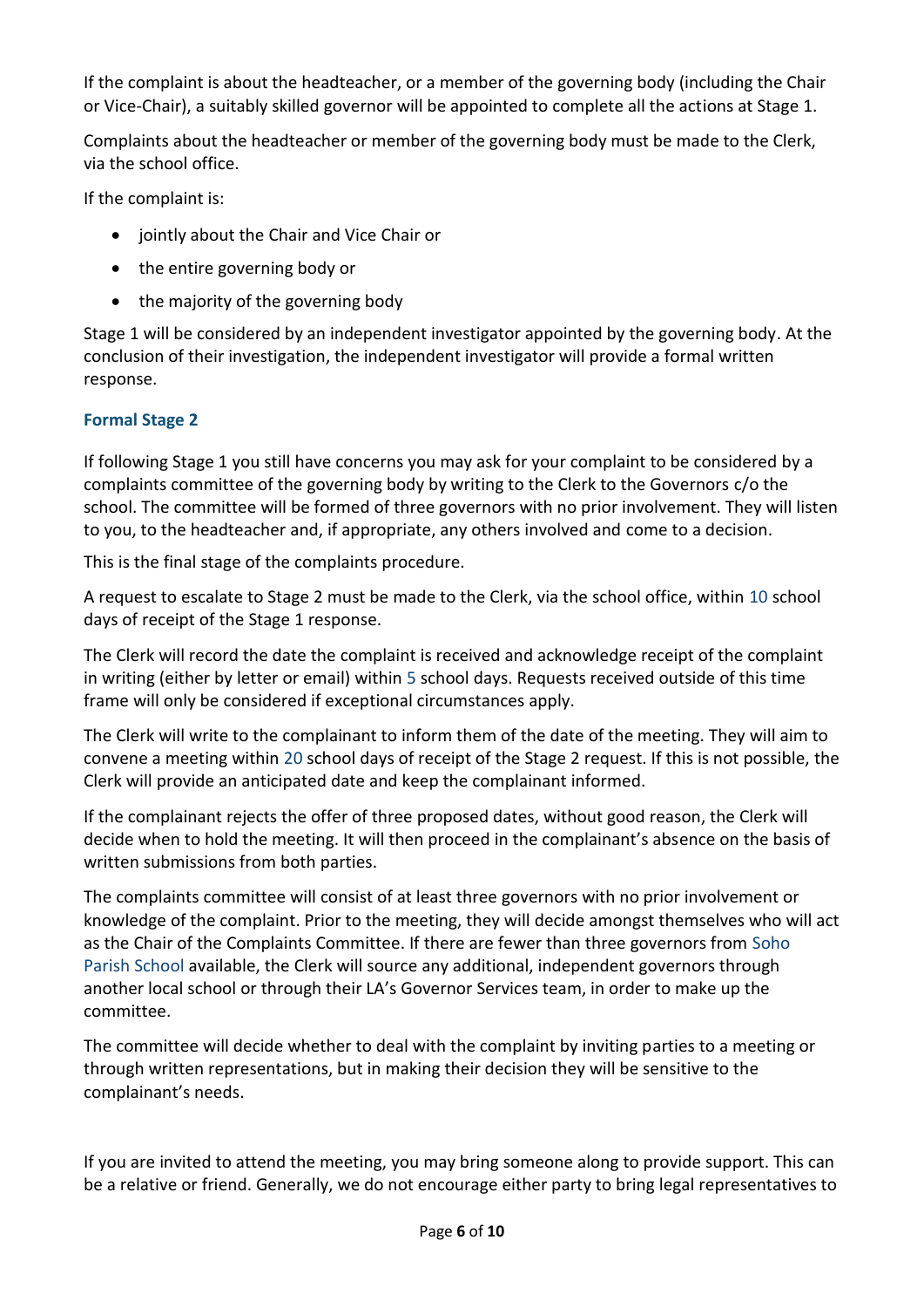If the complaint is about the headteacher, or a member of the governing body (including the Chair or Vice-Chair), a suitably skilled governor will be appointed to complete all the actions at Stage 1.

Complaints about the headteacher or member of the governing body must be made to the Clerk, via the school office.

If the complaint is:

- jointly about the Chair and Vice Chair or
- the entire governing body or
- the majority of the governing body

Stage 1 will be considered by an independent investigator appointed by the governing body. At the conclusion of their investigation, the independent investigator will provide a formal written response.

### Formal Stage 2

If following Stage 1 you still have concerns you may ask for your complaint to be considered by a complaints committee of the governing body by writing to the Clerk to the Governors c/o the school. The committee will be formed of three governors with no prior involvement. They will listen to you, to the headteacher and, if appropriate, any others involved and come to a decision.

This is the final stage of the complaints procedure.

A request to escalate to Stage 2 must be made to the Clerk, via the school office, within 10 school days of receipt of the Stage 1 response.

The Clerk will record the date the complaint is received and acknowledge receipt of the complaint in writing (either by letter or email) within 5 school days. Requests received outside of this time frame will only be considered if exceptional circumstances apply.

The Clerk will write to the complainant to inform them of the date of the meeting. They will aim to convene a meeting within 20 school days of receipt of the Stage 2 request. If this is not possible, the Clerk will provide an anticipated date and keep the complainant informed.

If the complainant rejects the offer of three proposed dates, without good reason, the Clerk will decide when to hold the meeting. It will then proceed in the complainant's absence on the basis of written submissions from both parties.

The complaints committee will consist of at least three governors with no prior involvement or knowledge of the complaint. Prior to the meeting, they will decide amongst themselves who will act as the Chair of the Complaints Committee. If there are fewer than three governors from Soho Parish School available, the Clerk will source any additional, independent governors through another local school or through their LA's Governor Services team, in order to make up the committee.

The committee will decide whether to deal with the complaint by inviting parties to a meeting or through written representations, but in making their decision they will be sensitive to the complainant's needs.

If you are invited to attend the meeting, you may bring someone along to provide support. This can be a relative or friend. Generally, we do not encourage either party to bring legal representatives to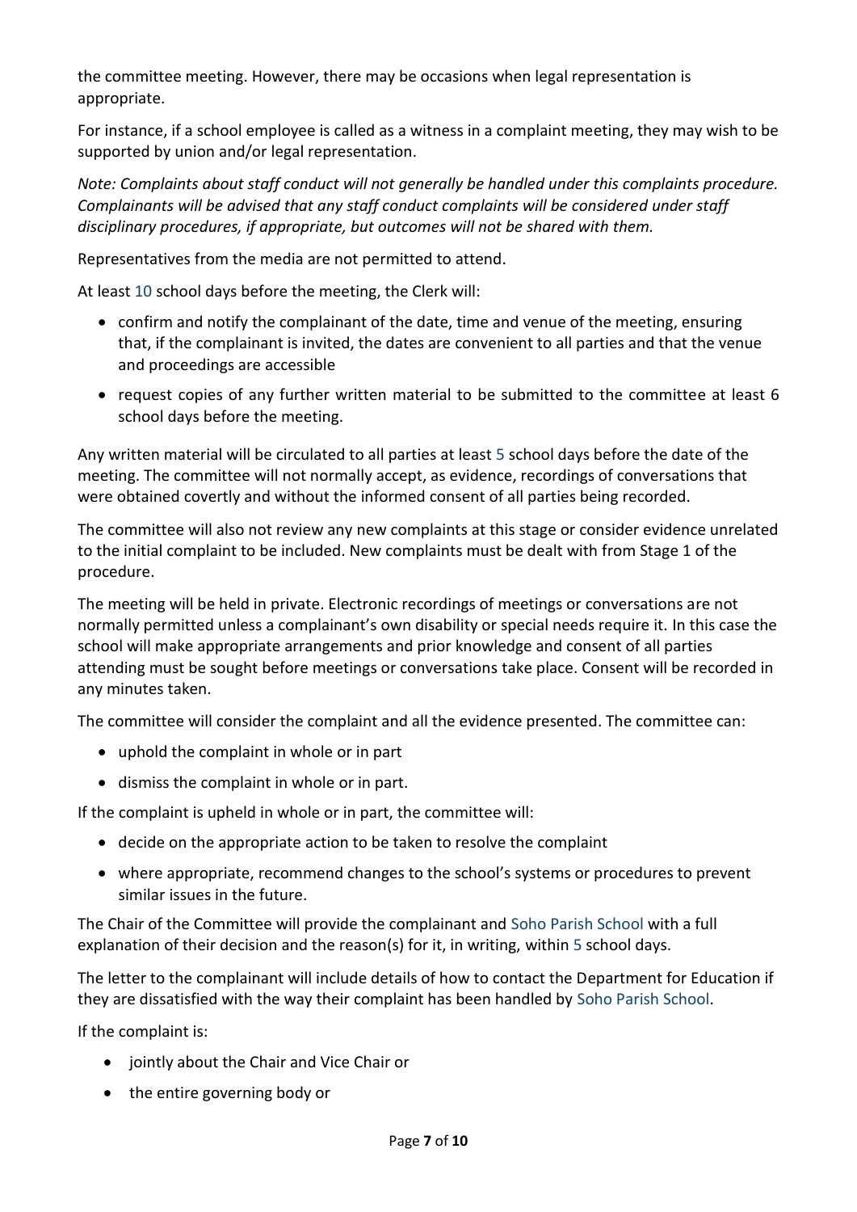the committee meeting. However, there may be occasions when legal representation is appropriate.

For instance, if a school employee is called as a witness in a complaint meeting, they may wish to be supported by union and/or legal representation.

*Note: Complaints about staff conduct will not generally be handled under this complaints procedure. Complainants will be advised that any staff conduct complaints will be considered under staff disciplinary procedures, if appropriate, but outcomes will not be shared with them.*

Representatives from the media are not permitted to attend.

At least 10 school days before the meeting, the Clerk will:

- confirm and notify the complainant of the date, time and venue of the meeting, ensuring that, if the complainant is invited, the dates are convenient to all parties and that the venue and proceedings are accessible
- request copies of any further written material to be submitted to the committee at least 6 school days before the meeting.

Any written material will be circulated to all parties at least 5 school days before the date of the meeting. The committee will not normally accept, as evidence, recordings of conversations that were obtained covertly and without the informed consent of all parties being recorded.

The committee will also not review any new complaints at this stage or consider evidence unrelated to the initial complaint to be included. New complaints must be dealt with from Stage 1 of the procedure.

The meeting will be held in private. Electronic recordings of meetings or conversations are not normally permitted unless a complainant's own disability or special needs require it. In this case the school will make appropriate arrangements and prior knowledge and consent of all parties attending must be sought before meetings or conversations take place. Consent will be recorded in any minutes taken.

The committee will consider the complaint and all the evidence presented. The committee can:

- uphold the complaint in whole or in part
- dismiss the complaint in whole or in part.

If the complaint is upheld in whole or in part, the committee will:

- decide on the appropriate action to be taken to resolve the complaint
- where appropriate, recommend changes to the school's systems or procedures to prevent similar issues in the future.

The Chair of the Committee will provide the complainant and Soho Parish School with a full explanation of their decision and the reason(s) for it, in writing, within 5 school days.

The letter to the complainant will include details of how to contact the Department for Education if they are dissatisfied with the way their complaint has been handled by Soho Parish School.

If the complaint is:

- jointly about the Chair and Vice Chair or
- the entire governing body or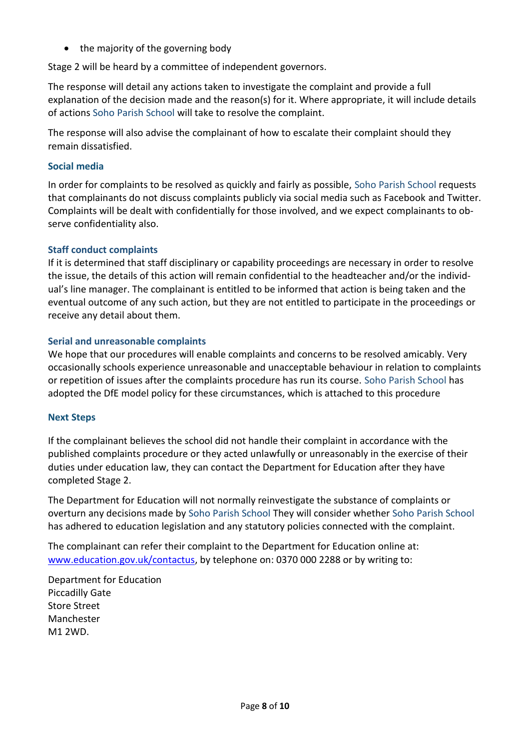- the majority of the governing body

Stage 2 will be heard by a committee of independent governors.

The response will detail any actions taken to investigate the complaint and provide a full explanation of the decision made and the reason(s) for it. Where appropriate, it will include details of actions Soho Parish School will take to resolve the complaint.

The response will also advise the complainant of how to escalate their complaint should they remain dissatisfied.

### Social media

In order for complaints to be resolved as quickly and fairly as possible, Soho Parish School requests that complainants do not discuss complaints publicly via social media such as Facebook and Twitter. Complaints will be dealt with confidentially for those involved, and we expect complainants to observe confidentiality also.

### Staff conduct complaints

If it is determined that staff disciplinary or capability proceedings are necessary in order to resolve the issue, the details of this action will remain confidential to the headteacher and/or the individual's line manager. The complainant is entitled to be informed that action is being taken and the eventual outcome of any such action, but they are not entitled to participate in the proceedings or receive any detail about them.

### Serial and unreasonable complaints

We hope that our procedures will enable complaints and concerns to be resolved amicably. Very occasionally schools experience unreasonable and unacceptable behaviour in relation to complaints or repetition of issues after the complaints procedure has run its course. Soho Parish School has adopted the DfE model policy for these circumstances, which is attached to this procedure

### Next Steps

If the complainant believes the school did not handle their complaint in accordance with the published complaints procedure or they acted unlawfully or unreasonably in the exercise of their duties under education law, they can contact the Department for Education after they have completed Stage 2.

The Department for Education will not normally reinvestigate the substance of complaints or overturn any decisions made by Soho Parish School They will consider whether Soho Parish School has adhered to education legislation and any statutory policies connected with the complaint.

The complainant can refer their complaint to the Department for Education online at: www.education.gov.uk/contactus, by telephone on: 0370 000 2288 or by writing to:

Department for Education
Piccadilly Gate
Store Street
Manchester
M1 2WD.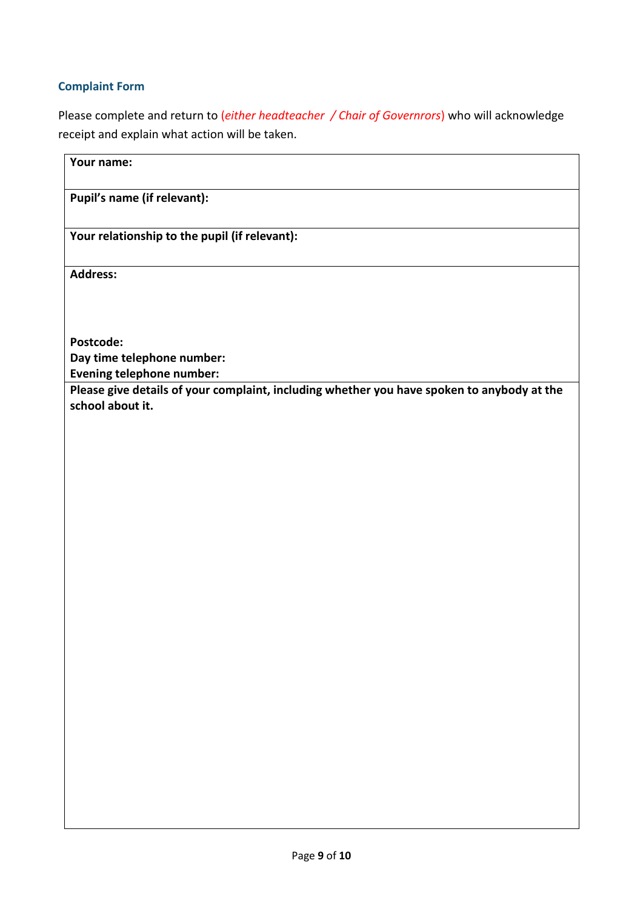### Complaint Form

Please complete and return to (*either headteacher / Chair of Governrors*) who will acknowledge receipt and explain what action will be taken.

| **Your name:** |
|---|
| **Pupil's name (if relevant):** |
| **Your relationship to the pupil (if relevant):** |
| **Address:**<br><br><br>**Postcode:**<br>**Day time telephone number:**<br>**Evening telephone number:** |
| **Please give details of your complaint, including whether you have spoken to anybody at the school about it.** |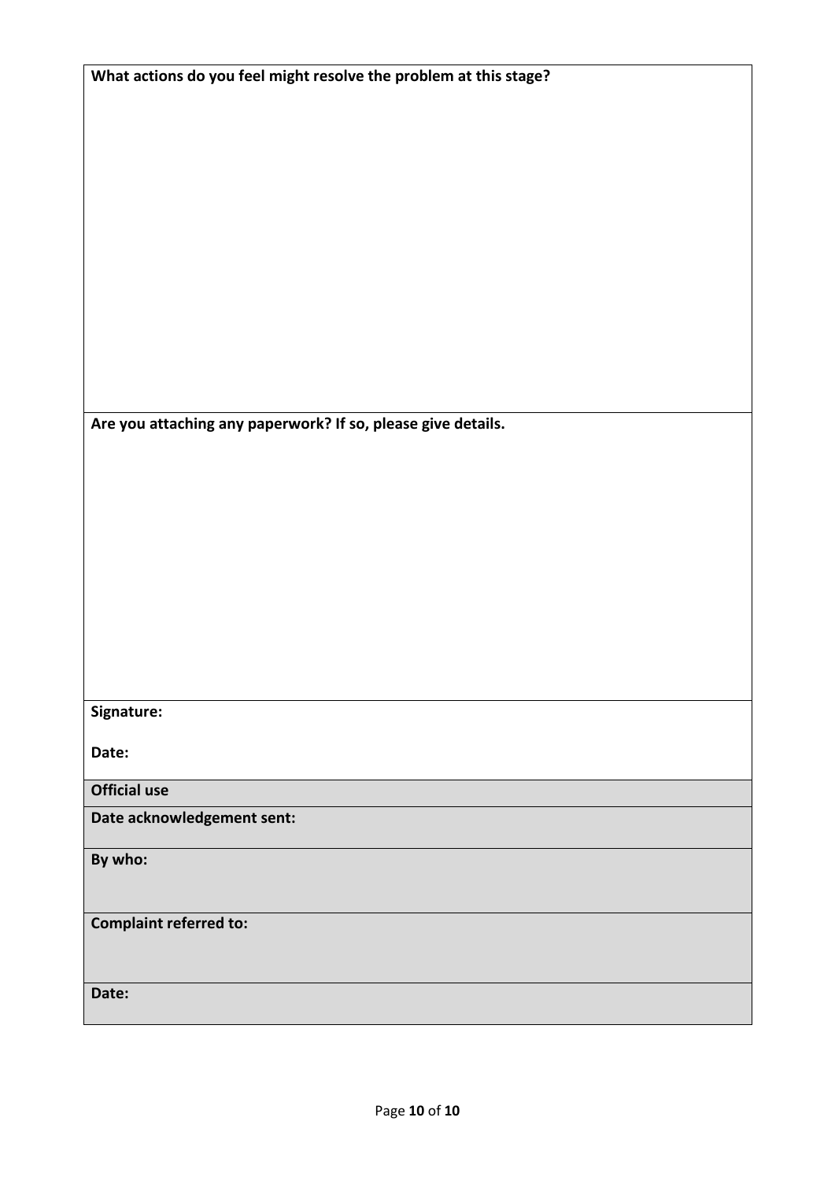**What actions do you feel might resolve the problem at this stage?**

**Are you attaching any paperwork? If so, please give details.**

**Signature:**

**Date:**

| |
|---|
| **Official use** |
| **Date acknowledgement sent:** |
| **By who:** |
| **Complaint referred to:** |
| **Date:** |